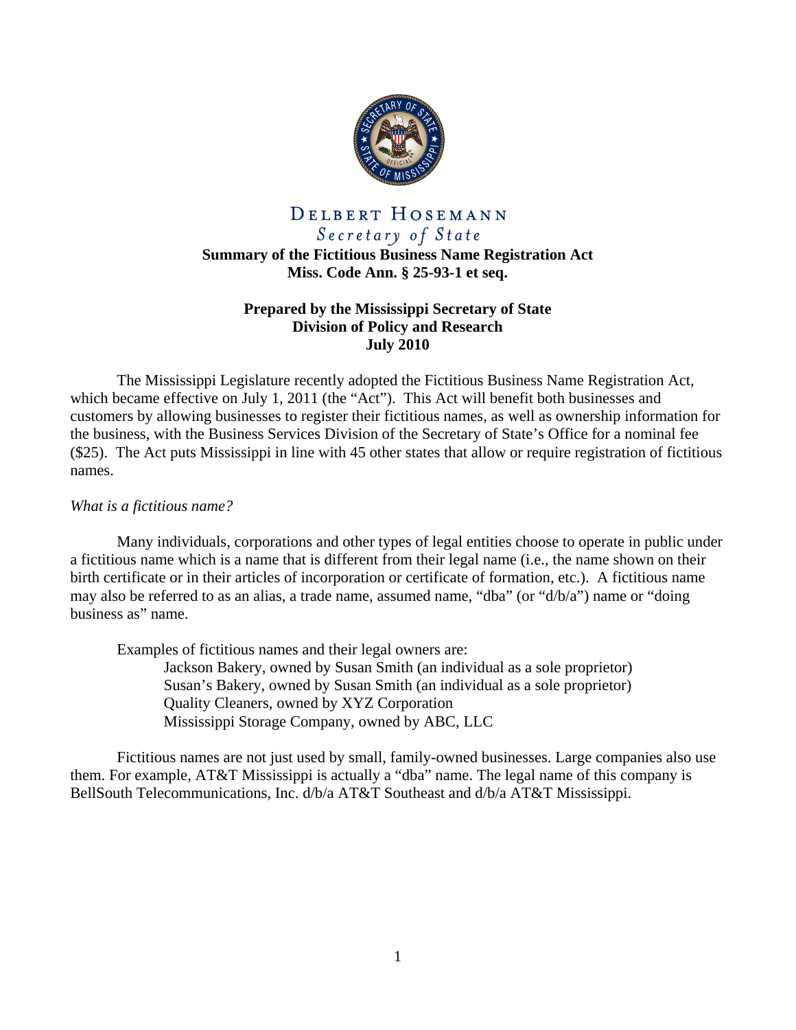DELBERT HOSEMANN

*Secretary of State*

**Summary of the Fictitious Business Name Registration Act**
**Miss. Code Ann. § 25-93-1 et seq.**

**Prepared by the Mississippi Secretary of State**
**Division of Policy and Research**
**July 2010**

The Mississippi Legislature recently adopted the Fictitious Business Name Registration Act, which became effective on July 1, 2011 (the "Act"). This Act will benefit both businesses and customers by allowing businesses to register their fictitious names, as well as ownership information for the business, with the Business Services Division of the Secretary of State's Office for a nominal fee ($25). The Act puts Mississippi in line with 45 other states that allow or require registration of fictitious names.

*What is a fictitious name?*

Many individuals, corporations and other types of legal entities choose to operate in public under a fictitious name which is a name that is different from their legal name (i.e., the name shown on their birth certificate or in their articles of incorporation or certificate of formation, etc.). A fictitious name may also be referred to as an alias, a trade name, assumed name, "dba" (or "d/b/a") name or "doing business as" name.

Examples of fictitious names and their legal owners are:

- Jackson Bakery, owned by Susan Smith (an individual as a sole proprietor)
- Susan's Bakery, owned by Susan Smith (an individual as a sole proprietor)
- Quality Cleaners, owned by XYZ Corporation
- Mississippi Storage Company, owned by ABC, LLC

Fictitious names are not just used by small, family-owned businesses. Large companies also use them. For example, AT&T Mississippi is actually a "dba" name. The legal name of this company is BellSouth Telecommunications, Inc. d/b/a AT&T Southeast and d/b/a AT&T Mississippi.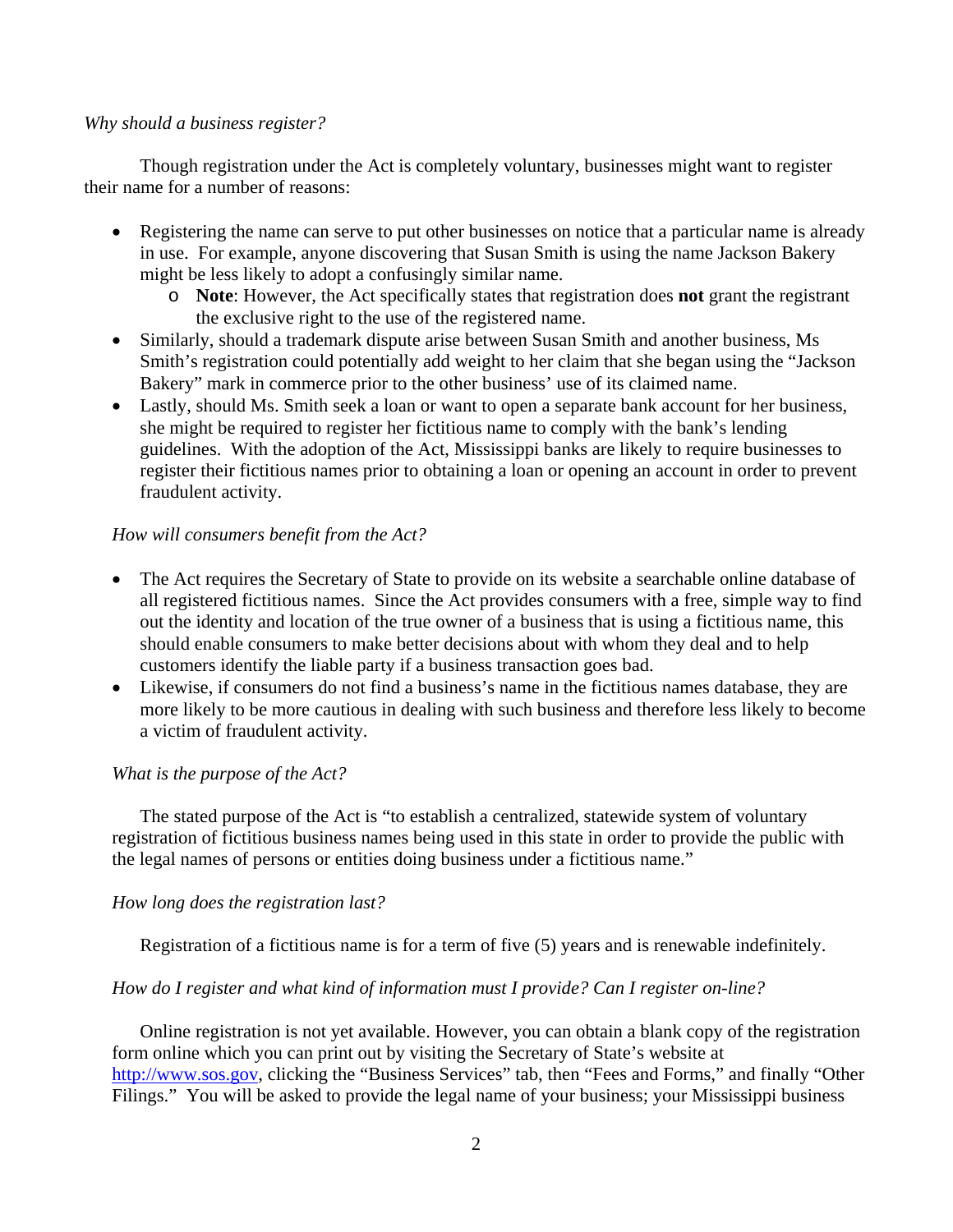*Why should a business register?*

Though registration under the Act is completely voluntary, businesses might want to register their name for a number of reasons:

- Registering the name can serve to put other businesses on notice that a particular name is already in use. For example, anyone discovering that Susan Smith is using the name Jackson Bakery might be less likely to adopt a confusingly similar name.
    - **Note**: However, the Act specifically states that registration does **not** grant the registrant the exclusive right to the use of the registered name.
- Similarly, should a trademark dispute arise between Susan Smith and another business, Ms Smith's registration could potentially add weight to her claim that she began using the "Jackson Bakery" mark in commerce prior to the other business' use of its claimed name.
- Lastly, should Ms. Smith seek a loan or want to open a separate bank account for her business, she might be required to register her fictitious name to comply with the bank's lending guidelines. With the adoption of the Act, Mississippi banks are likely to require businesses to register their fictitious names prior to obtaining a loan or opening an account in order to prevent fraudulent activity.

*How will consumers benefit from the Act?*

- The Act requires the Secretary of State to provide on its website a searchable online database of all registered fictitious names. Since the Act provides consumers with a free, simple way to find out the identity and location of the true owner of a business that is using a fictitious name, this should enable consumers to make better decisions about with whom they deal and to help customers identify the liable party if a business transaction goes bad.
- Likewise, if consumers do not find a business's name in the fictitious names database, they are more likely to be more cautious in dealing with such business and therefore less likely to become a victim of fraudulent activity.

*What is the purpose of the Act?*

The stated purpose of the Act is "to establish a centralized, statewide system of voluntary registration of fictitious business names being used in this state in order to provide the public with the legal names of persons or entities doing business under a fictitious name."

*How long does the registration last?*

Registration of a fictitious name is for a term of five (5) years and is renewable indefinitely.

*How do I register and what kind of information must I provide? Can I register on-line?*

Online registration is not yet available. However, you can obtain a blank copy of the registration form online which you can print out by visiting the Secretary of State's website at [http://www.sos.gov](http://www.sos.gov), clicking the "Business Services" tab, then "Fees and Forms," and finally "Other Filings." You will be asked to provide the legal name of your business; your Mississippi business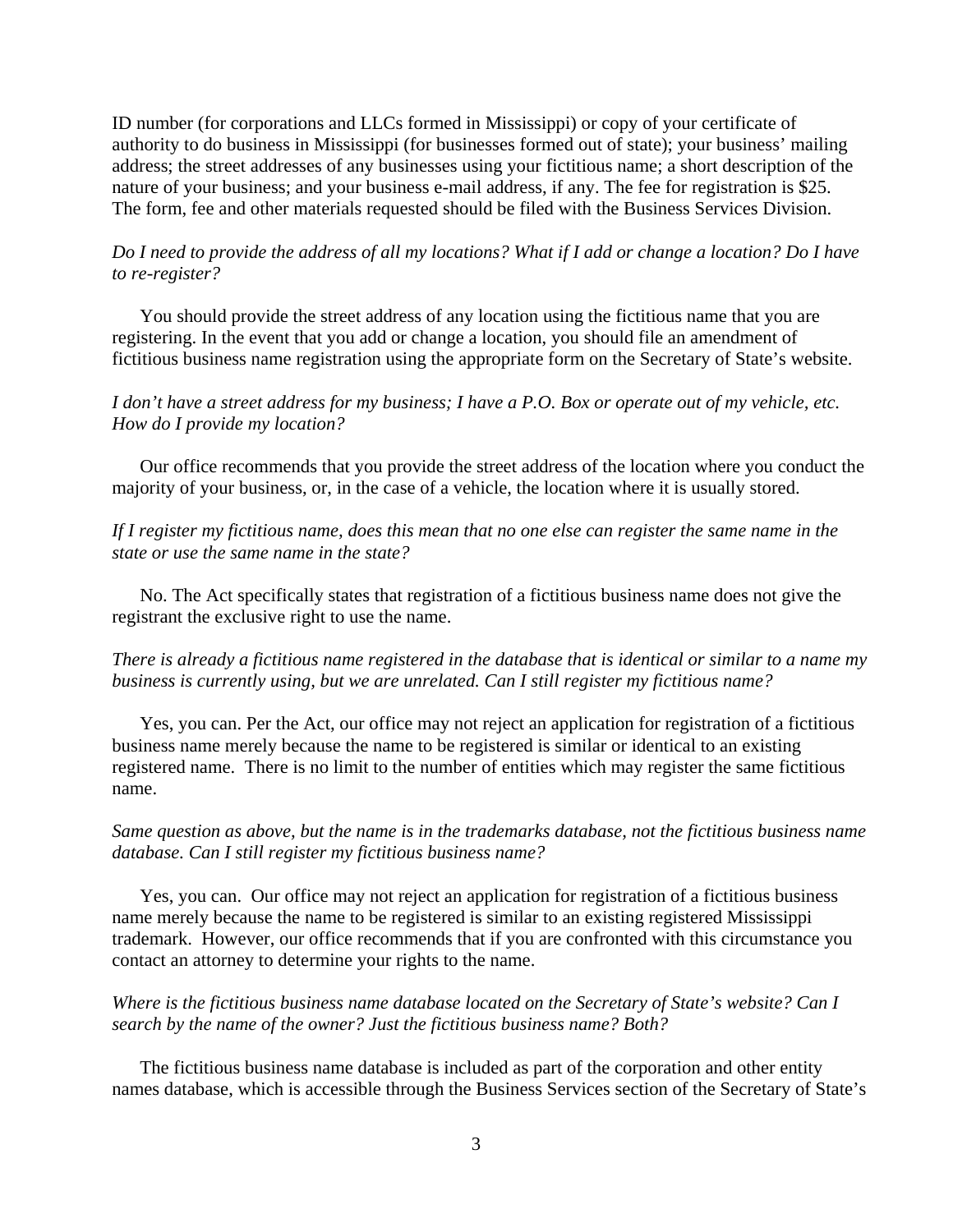ID number (for corporations and LLCs formed in Mississippi) or copy of your certificate of authority to do business in Mississippi (for businesses formed out of state); your business' mailing address; the street addresses of any businesses using your fictitious name; a short description of the nature of your business; and your business e-mail address, if any. The fee for registration is $25. The form, fee and other materials requested should be filed with the Business Services Division.

*Do I need to provide the address of all my locations? What if I add or change a location? Do I have to re-register?*

You should provide the street address of any location using the fictitious name that you are registering. In the event that you add or change a location, you should file an amendment of fictitious business name registration using the appropriate form on the Secretary of State's website.

*I don't have a street address for my business; I have a P.O. Box or operate out of my vehicle, etc. How do I provide my location?*

Our office recommends that you provide the street address of the location where you conduct the majority of your business, or, in the case of a vehicle, the location where it is usually stored.

*If I register my fictitious name, does this mean that no one else can register the same name in the state or use the same name in the state?*

No. The Act specifically states that registration of a fictitious business name does not give the registrant the exclusive right to use the name.

*There is already a fictitious name registered in the database that is identical or similar to a name my business is currently using, but we are unrelated. Can I still register my fictitious name?*

Yes, you can. Per the Act, our office may not reject an application for registration of a fictitious business name merely because the name to be registered is similar or identical to an existing registered name. There is no limit to the number of entities which may register the same fictitious name.

*Same question as above, but the name is in the trademarks database, not the fictitious business name database. Can I still register my fictitious business name?*

Yes, you can. Our office may not reject an application for registration of a fictitious business name merely because the name to be registered is similar to an existing registered Mississippi trademark. However, our office recommends that if you are confronted with this circumstance you contact an attorney to determine your rights to the name.

*Where is the fictitious business name database located on the Secretary of State's website? Can I search by the name of the owner? Just the fictitious business name? Both?*

The fictitious business name database is included as part of the corporation and other entity names database, which is accessible through the Business Services section of the Secretary of State's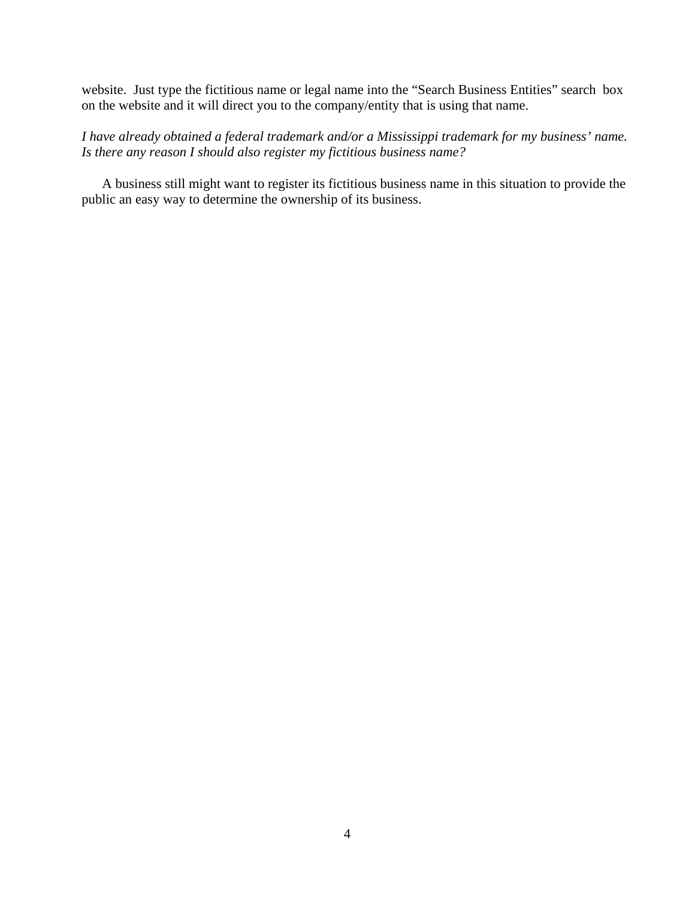website. Just type the fictitious name or legal name into the "Search Business Entities" search box on the website and it will direct you to the company/entity that is using that name.

*I have already obtained a federal trademark and/or a Mississippi trademark for my business' name. Is there any reason I should also register my fictitious business name?*

A business still might want to register its fictitious business name in this situation to provide the public an easy way to determine the ownership of its business.